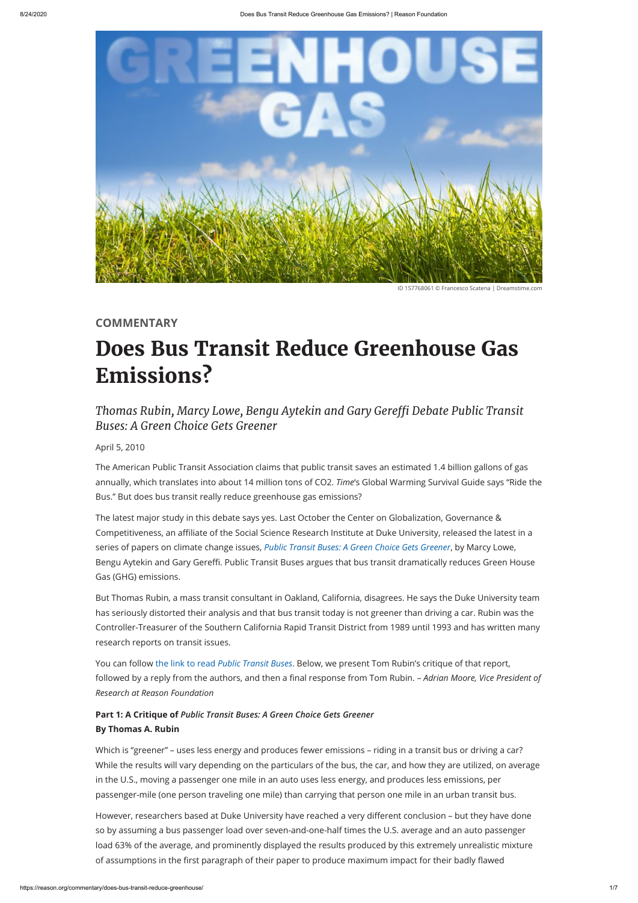ID 157768061 © Francesco Scatena | Dreamstime.com

**COMMENTARY**

# Does Bus Transit Reduce Greenhouse Gas Emissions?

## *Thomas Rubin, Marcy Lowe, Bengu Aytekin and Gary Gereffi Debate Public Transit Buses: A Green Choice Gets Greener*

April 5, 2010

The American Public Transit Association claims that public transit saves an estimated 1.4 billion gallons of gas annually, which translates into about 14 million tons of CO2. *Time*'s Global Warming Survival Guide says "Ride the Bus." But does bus transit really reduce greenhouse gas emissions?

The latest major study in this debate says yes. Last October the Center on Globalization, Governance & Competitiveness, an affiliate of the Social Science Research Institute at Duke University, released the latest in a series of papers on climate change issues, *Public Transit Buses: A Green Choice Gets Greener*, by Marcy Lowe, Bengu Aytekin and Gary Gereffi. Public Transit Buses argues that bus transit dramatically reduces Green House Gas (GHG) emissions.

But Thomas Rubin, a mass transit consultant in Oakland, California, disagrees. He says the Duke University team has seriously distorted their analysis and that bus transit today is not greener than driving a car. Rubin was the Controller-Treasurer of the Southern California Rapid Transit District from 1989 until 1993 and has written many research reports on transit issues.

You can follow the link to read *Public Transit Buses*. Below, we present Tom Rubin's critique of that report, followed by a reply from the authors, and then a final response from Tom Rubin. – *Adrian Moore, Vice President of Research at Reason Foundation*

**Part 1: A Critique of *Public Transit Buses: A Green Choice Gets Greener***
**By Thomas A. Rubin**

Which is "greener" – uses less energy and produces fewer emissions – riding in a transit bus or driving a car? While the results will vary depending on the particulars of the bus, the car, and how they are utilized, on average in the U.S., moving a passenger one mile in an auto uses less energy, and produces less emissions, per passenger-mile (one person traveling one mile) than carrying that person one mile in an urban transit bus.

However, researchers based at Duke University have reached a very different conclusion – but they have done so by assuming a bus passenger load over seven-and-one-half times the U.S. average and an auto passenger load 63% of the average, and prominently displayed the results produced by this extremely unrealistic mixture of assumptions in the first paragraph of their paper to produce maximum impact for their badly flawed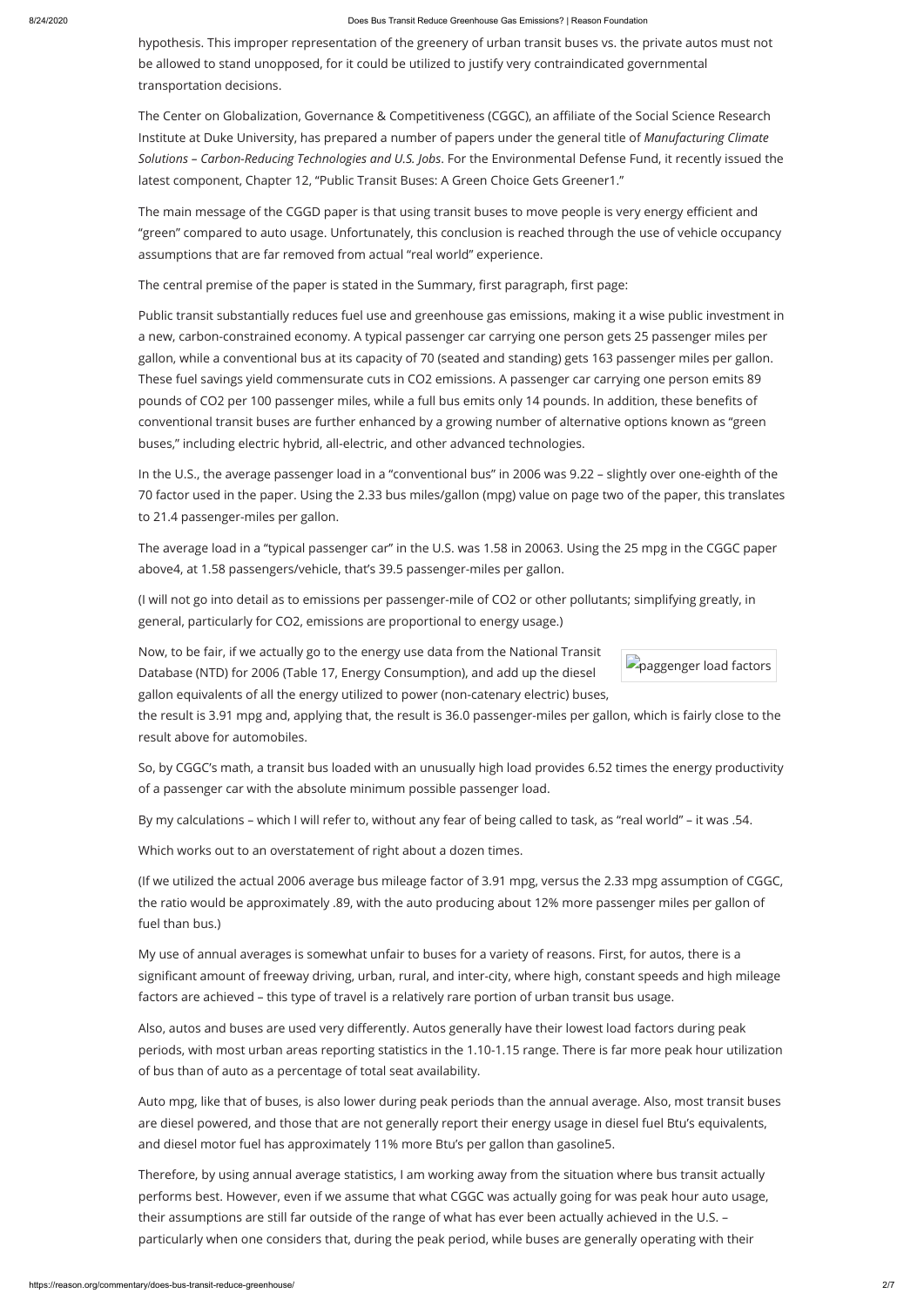hypothesis. This improper representation of the greenery of urban transit buses vs. the private autos must not be allowed to stand unopposed, for it could be utilized to justify very contraindicated governmental transportation decisions.

The Center on Globalization, Governance & Competitiveness (CGGC), an affiliate of the Social Science Research Institute at Duke University, has prepared a number of papers under the general title of *Manufacturing Climate Solutions – Carbon-Reducing Technologies and U.S. Jobs*. For the Environmental Defense Fund, it recently issued the latest component, Chapter 12, "Public Transit Buses: A Green Choice Gets Greener1."

The main message of the CGGD paper is that using transit buses to move people is very energy efficient and "green" compared to auto usage. Unfortunately, this conclusion is reached through the use of vehicle occupancy assumptions that are far removed from actual "real world" experience.

The central premise of the paper is stated in the Summary, first paragraph, first page:

Public transit substantially reduces fuel use and greenhouse gas emissions, making it a wise public investment in a new, carbon-constrained economy. A typical passenger car carrying one person gets 25 passenger miles per gallon, while a conventional bus at its capacity of 70 (seated and standing) gets 163 passenger miles per gallon. These fuel savings yield commensurate cuts in $CO_2$ emissions. A passenger car carrying one person emits 89 pounds of $CO_2$ per 100 passenger miles, while a full bus emits only 14 pounds. In addition, these benefits of conventional transit buses are further enhanced by a growing number of alternative options known as "green buses," including electric hybrid, all-electric, and other advanced technologies.

In the U.S., the average passenger load in a "conventional bus" in 2006 was 9.22 – slightly over one-eighth of the 70 factor used in the paper. Using the 2.33 bus miles/gallon (mpg) value on page two of the paper, this translates to 21.4 passenger-miles per gallon.

The average load in a "typical passenger car" in the U.S. was 1.58 in 20063. Using the 25 mpg in the CGGC paper above4, at 1.58 passengers/vehicle, that's 39.5 passenger-miles per gallon.

(I will not go into detail as to emissions per passenger-mile of $CO_2$ or other pollutants; simplifying greatly, in general, particularly for $CO_2$, emissions are proportional to energy usage.)

Now, to be fair, if we actually go to the energy use data from the National Transit Database (NTD) for 2006 (Table 17, Energy Consumption), and add up the diesel gallon equivalents of all the energy utilized to power (non-catenary electric) buses, the result is 3.91 mpg and, applying that, the result is 36.0 passenger-miles per gallon, which is fairly close to the result above for automobiles.

So, by CGGC's math, a transit bus loaded with an unusually high load provides 6.52 times the energy productivity of a passenger car with the absolute minimum possible passenger load.

By my calculations – which I will refer to, without any fear of being called to task, as "real world" – it was .54.

Which works out to an overstatement of right about a dozen times.

(If we utilized the actual 2006 average bus mileage factor of 3.91 mpg, versus the 2.33 mpg assumption of CGGC, the ratio would be approximately .89, with the auto producing about 12% more passenger miles per gallon of fuel than bus.)

My use of annual averages is somewhat unfair to buses for a variety of reasons. First, for autos, there is a significant amount of freeway driving, urban, rural, and inter-city, where high, constant speeds and high mileage factors are achieved – this type of travel is a relatively rare portion of urban transit bus usage.

Also, autos and buses are used very differently. Autos generally have their lowest load factors during peak periods, with most urban areas reporting statistics in the 1.10-1.15 range. There is far more peak hour utilization of bus than of auto as a percentage of total seat availability.

Auto mpg, like that of buses, is also lower during peak periods than the annual average. Also, most transit buses are diesel powered, and those that are not generally report their energy usage in diesel fuel Btu's equivalents, and diesel motor fuel has approximately 11% more Btu's per gallon than gasoline5.

Therefore, by using annual average statistics, I am working away from the situation where bus transit actually performs best. However, even if we assume that what CGGC was actually going for was peak hour auto usage, their assumptions are still far outside of the range of what has ever been actually achieved in the U.S. – particularly when one considers that, during the peak period, while buses are generally operating with their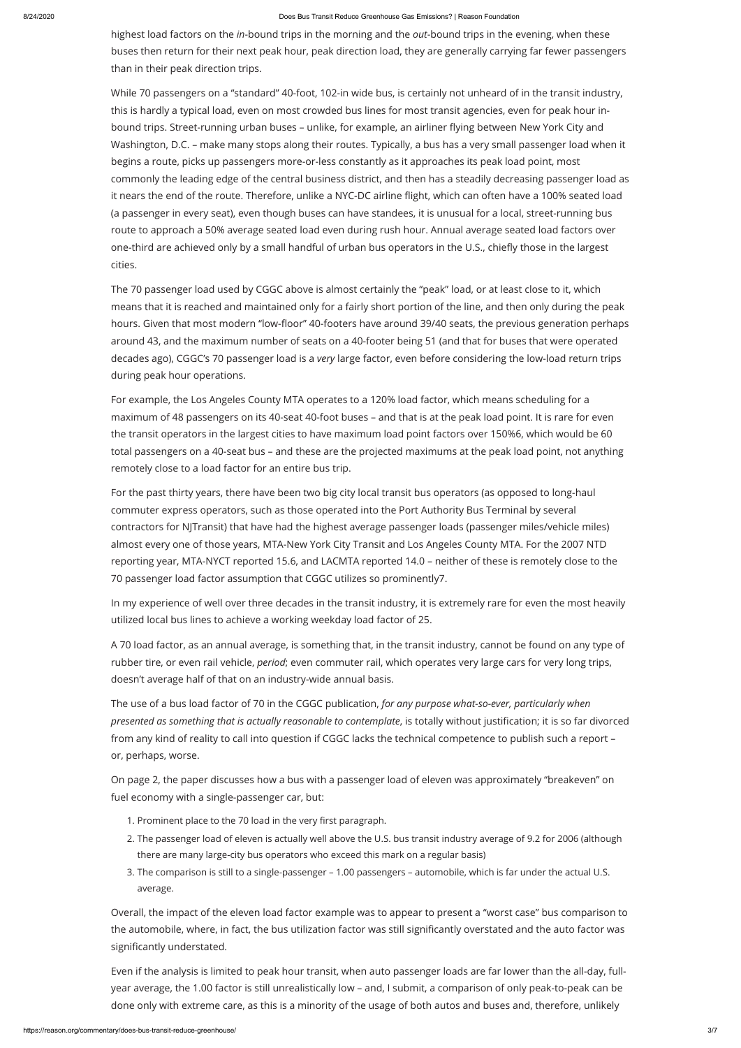highest load factors on the *in*-bound trips in the morning and the *out*-bound trips in the evening, when these buses then return for their next peak hour, peak direction load, they are generally carrying far fewer passengers than in their peak direction trips.

While 70 passengers on a "standard" 40-foot, 102-in wide bus, is certainly not unheard of in the transit industry, this is hardly a typical load, even on most crowded bus lines for most transit agencies, even for peak hour in-bound trips. Street-running urban buses – unlike, for example, an airliner flying between New York City and Washington, D.C. – make many stops along their routes. Typically, a bus has a very small passenger load when it begins a route, picks up passengers more-or-less constantly as it approaches its peak load point, most commonly the leading edge of the central business district, and then has a steadily decreasing passenger load as it nears the end of the route. Therefore, unlike a NYC-DC airline flight, which can often have a 100% seated load (a passenger in every seat), even though buses can have standees, it is unusual for a local, street-running bus route to approach a 50% average seated load even during rush hour. Annual average seated load factors over one-third are achieved only by a small handful of urban bus operators in the U.S., chiefly those in the largest cities.

The 70 passenger load used by CGGC above is almost certainly the "peak" load, or at least close to it, which means that it is reached and maintained only for a fairly short portion of the line, and then only during the peak hours. Given that most modern "low-floor" 40-footers have around 39/40 seats, the previous generation perhaps around 43, and the maximum number of seats on a 40-footer being 51 (and that for buses that were operated decades ago), CGGC's 70 passenger load is a *very* large factor, even before considering the low-load return trips during peak hour operations.

For example, the Los Angeles County MTA operates to a 120% load factor, which means scheduling for a maximum of 48 passengers on its 40-seat 40-foot buses – and that is at the peak load point. It is rare for even the transit operators in the largest cities to have maximum load point factors over 150%6, which would be 60 total passengers on a 40-seat bus – and these are the projected maximums at the peak load point, not anything remotely close to a load factor for an entire bus trip.

For the past thirty years, there have been two big city local transit bus operators (as opposed to long-haul commuter express operators, such as those operated into the Port Authority Bus Terminal by several contractors for NJTransit) that have had the highest average passenger loads (passenger miles/vehicle miles) almost every one of those years, MTA-New York City Transit and Los Angeles County MTA. For the 2007 NTD reporting year, MTA-NYCT reported 15.6, and LACMTA reported 14.0 – neither of these is remotely close to the 70 passenger load factor assumption that CGGC utilizes so prominently7.

In my experience of well over three decades in the transit industry, it is extremely rare for even the most heavily utilized local bus lines to achieve a working weekday load factor of 25.

A 70 load factor, as an annual average, is something that, in the transit industry, cannot be found on any type of rubber tire, or even rail vehicle, *period*; even commuter rail, which operates very large cars for very long trips, doesn't average half of that on an industry-wide annual basis.

The use of a bus load factor of 70 in the CGGC publication, *for any purpose what-so-ever, particularly when presented as something that is actually reasonable to contemplate*, is totally without justification; it is so far divorced from any kind of reality to call into question if CGGC lacks the technical competence to publish such a report – or, perhaps, worse.

On page 2, the paper discusses how a bus with a passenger load of eleven was approximately "breakeven" on fuel economy with a single-passenger car, but:

1. Prominent place to the 70 load in the very first paragraph.
2. The passenger load of eleven is actually well above the U.S. bus transit industry average of 9.2 for 2006 (although there are many large-city bus operators who exceed this mark on a regular basis)
3. The comparison is still to a single-passenger – 1.00 passengers – automobile, which is far under the actual U.S. average.

Overall, the impact of the eleven load factor example was to appear to present a "worst case" bus comparison to the automobile, where, in fact, the bus utilization factor was still significantly overstated and the auto factor was significantly understated.

Even if the analysis is limited to peak hour transit, when auto passenger loads are far lower than the all-day, full-year average, the 1.00 factor is still unrealistically low – and, I submit, a comparison of only peak-to-peak can be done only with extreme care, as this is a minority of the usage of both autos and buses and, therefore, unlikely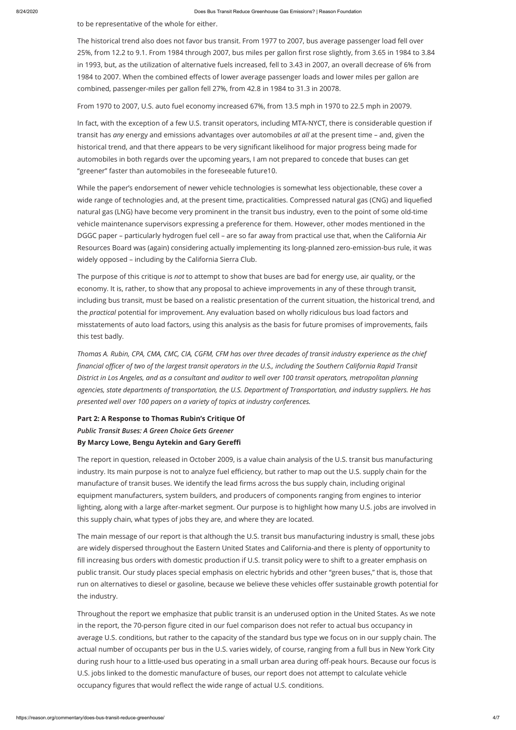to be representative of the whole for either.

The historical trend also does not favor bus transit. From 1977 to 2007, bus average passenger load fell over 25%, from 12.2 to 9.1. From 1984 through 2007, bus miles per gallon first rose slightly, from 3.65 in 1984 to 3.84 in 1993, but, as the utilization of alternative fuels increased, fell to 3.43 in 2007, an overall decrease of 6% from 1984 to 2007. When the combined effects of lower average passenger loads and lower miles per gallon are combined, passenger-miles per gallon fell 27%, from 42.8 in 1984 to 31.3 in 20078.

From 1970 to 2007, U.S. auto fuel economy increased 67%, from 13.5 mph in 1970 to 22.5 mph in 20079.

In fact, with the exception of a few U.S. transit operators, including MTA-NYCT, there is considerable question if transit has *any* energy and emissions advantages over automobiles *at all* at the present time – and, given the historical trend, and that there appears to be very significant likelihood for major progress being made for automobiles in both regards over the upcoming years, I am not prepared to concede that buses can get "greener" faster than automobiles in the foreseeable future10.

While the paper's endorsement of newer vehicle technologies is somewhat less objectionable, these cover a wide range of technologies and, at the present time, practicalities. Compressed natural gas (CNG) and liquefied natural gas (LNG) have become very prominent in the transit bus industry, even to the point of some old-time vehicle maintenance supervisors expressing a preference for them. However, other modes mentioned in the DGGC paper – particularly hydrogen fuel cell – are so far away from practical use that, when the California Air Resources Board was (again) considering actually implementing its long-planned zero-emission-bus rule, it was widely opposed – including by the California Sierra Club.

The purpose of this critique is *not* to attempt to show that buses are bad for energy use, air quality, or the economy. It is, rather, to show that any proposal to achieve improvements in any of these through transit, including bus transit, must be based on a realistic presentation of the current situation, the historical trend, and the *practical* potential for improvement. Any evaluation based on wholly ridiculous bus load factors and misstatements of auto load factors, using this analysis as the basis for future promises of improvements, fails this test badly.

*Thomas A. Rubin, CPA, CMA, CMC, CIA, CGFM, CFM has over three decades of transit industry experience as the chief financial officer of two of the largest transit operators in the U.S., including the Southern California Rapid Transit District in Los Angeles, and as a consultant and auditor to well over 100 transit operators, metropolitan planning agencies, state departments of transportation, the U.S. Department of Transportation, and industry suppliers. He has presented well over 100 papers on a variety of topics at industry conferences.*

**Part 2: A Response to Thomas Rubin's Critique Of**
***Public Transit Buses: A Green Choice Gets Greener***
**By Marcy Lowe, Bengu Aytekin and Gary Gereffi**

The report in question, released in October 2009, is a value chain analysis of the U.S. transit bus manufacturing industry. Its main purpose is not to analyze fuel efficiency, but rather to map out the U.S. supply chain for the manufacture of transit buses. We identify the lead firms across the bus supply chain, including original equipment manufacturers, system builders, and producers of components ranging from engines to interior lighting, along with a large after-market segment. Our purpose is to highlight how many U.S. jobs are involved in this supply chain, what types of jobs they are, and where they are located.

The main message of our report is that although the U.S. transit bus manufacturing industry is small, these jobs are widely dispersed throughout the Eastern United States and California-and there is plenty of opportunity to fill increasing bus orders with domestic production if U.S. transit policy were to shift to a greater emphasis on public transit. Our study places special emphasis on electric hybrids and other "green buses," that is, those that run on alternatives to diesel or gasoline, because we believe these vehicles offer sustainable growth potential for the industry.

Throughout the report we emphasize that public transit is an underused option in the United States. As we note in the report, the 70-person figure cited in our fuel comparison does not refer to actual bus occupancy in average U.S. conditions, but rather to the capacity of the standard bus type we focus on in our supply chain. The actual number of occupants per bus in the U.S. varies widely, of course, ranging from a full bus in New York City during rush hour to a little-used bus operating in a small urban area during off-peak hours. Because our focus is U.S. jobs linked to the domestic manufacture of buses, our report does not attempt to calculate vehicle occupancy figures that would reflect the wide range of actual U.S. conditions.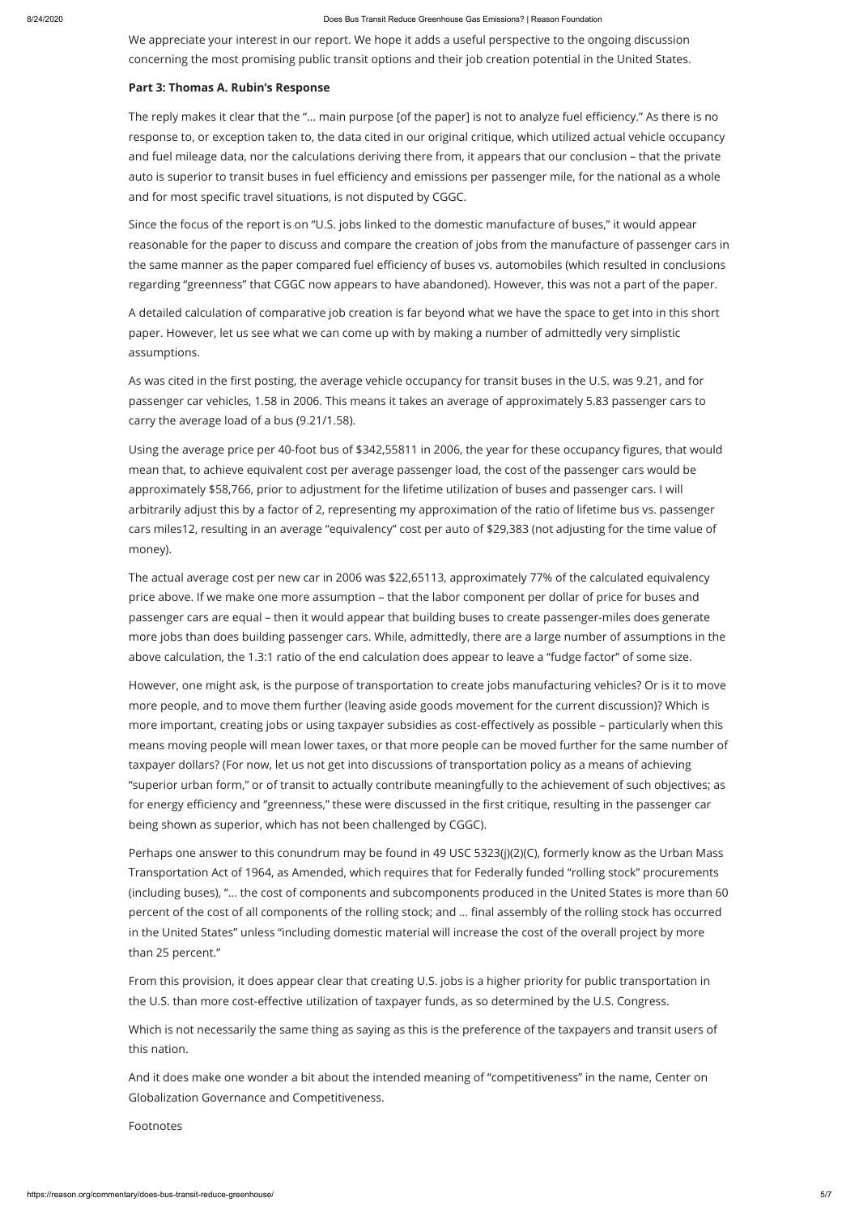We appreciate your interest in our report. We hope it adds a useful perspective to the ongoing discussion concerning the most promising public transit options and their job creation potential in the United States.

**Part 3: Thomas A. Rubin's Response**

The reply makes it clear that the "… main purpose [of the paper] is not to analyze fuel efficiency." As there is no response to, or exception taken to, the data cited in our original critique, which utilized actual vehicle occupancy and fuel mileage data, nor the calculations deriving there from, it appears that our conclusion – that the private auto is superior to transit buses in fuel efficiency and emissions per passenger mile, for the national as a whole and for most specific travel situations, is not disputed by CGGC.

Since the focus of the report is on "U.S. jobs linked to the domestic manufacture of buses," it would appear reasonable for the paper to discuss and compare the creation of jobs from the manufacture of passenger cars in the same manner as the paper compared fuel efficiency of buses vs. automobiles (which resulted in conclusions regarding "greenness" that CGGC now appears to have abandoned). However, this was not a part of the paper.

A detailed calculation of comparative job creation is far beyond what we have the space to get into in this short paper. However, let us see what we can come up with by making a number of admittedly very simplistic assumptions.

As was cited in the first posting, the average vehicle occupancy for transit buses in the U.S. was 9.21, and for passenger car vehicles, 1.58 in 2006. This means it takes an average of approximately 5.83 passenger cars to carry the average load of a bus (9.21/1.58).

Using the average price per 40-foot bus of $342,558[11] in 2006, the year for these occupancy figures, that would mean that, to achieve equivalent cost per average passenger load, the cost of the passenger cars would be approximately $58,766, prior to adjustment for the lifetime utilization of buses and passenger cars. I will arbitrarily adjust this by a factor of 2, representing my approximation of the ratio of lifetime bus vs. passenger cars miles[12], resulting in an average "equivalency" cost per auto of $29,383 (not adjusting for the time value of money).

The actual average cost per new car in 2006 was $22,651[13], approximately 77% of the calculated equivalency price above. If we make one more assumption – that the labor component per dollar of price for buses and passenger cars are equal – then it would appear that building buses to create passenger-miles does generate more jobs than does building passenger cars. While, admittedly, there are a large number of assumptions in the above calculation, the 1.3:1 ratio of the end calculation does appear to leave a "fudge factor" of some size.

However, one might ask, is the purpose of transportation to create jobs manufacturing vehicles? Or is it to move more people, and to move them further (leaving aside goods movement for the current discussion)? Which is more important, creating jobs or using taxpayer subsidies as cost-effectively as possible – particularly when this means moving people will mean lower taxes, or that more people can be moved further for the same number of taxpayer dollars? (For now, let us not get into discussions of transportation policy as a means of achieving "superior urban form," or of transit to actually contribute meaningfully to the achievement of such objectives; as for energy efficiency and "greenness," these were discussed in the first critique, resulting in the passenger car being shown as superior, which has not been challenged by CGGC).

Perhaps one answer to this conundrum may be found in 49 USC 5323(j)(2)(C), formerly know as the Urban Mass Transportation Act of 1964, as Amended, which requires that for Federally funded "rolling stock" procurements (including buses), "… the cost of components and subcomponents produced in the United States is more than 60 percent of the cost of all components of the rolling stock; and … final assembly of the rolling stock has occurred in the United States" unless "including domestic material will increase the cost of the overall project by more than 25 percent."

From this provision, it does appear clear that creating U.S. jobs is a higher priority for public transportation in the U.S. than more cost-effective utilization of taxpayer funds, as so determined by the U.S. Congress.

Which is not necessarily the same thing as saying as this is the preference of the taxpayers and transit users of this nation.

And it does make one wonder a bit about the intended meaning of "competitiveness" in the name, Center on Globalization Governance and Competitiveness.

Footnotes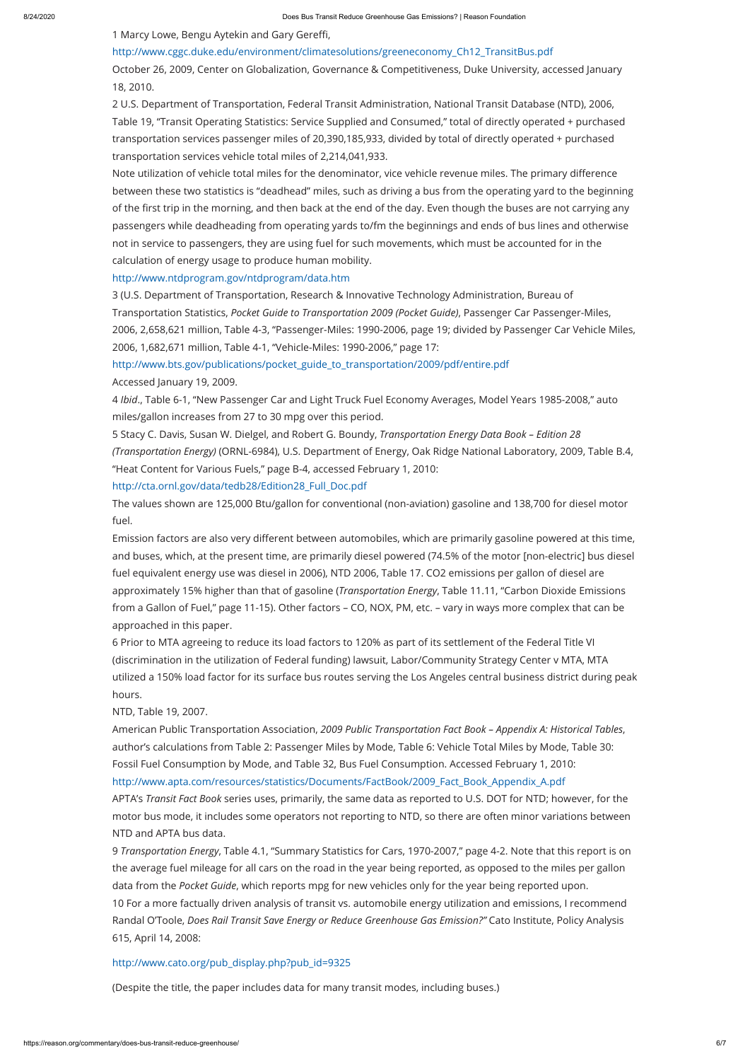1 Marcy Lowe, Bengu Aytekin and Gary Gereffi,

http://www.cggc.duke.edu/environment/climatesolutions/greeneconomy_Ch12_TransitBus.pdf

October 26, 2009, Center on Globalization, Governance & Competitiveness, Duke University, accessed January 18, 2010.

2 U.S. Department of Transportation, Federal Transit Administration, National Transit Database (NTD), 2006, Table 19, "Transit Operating Statistics: Service Supplied and Consumed," total of directly operated + purchased transportation services passenger miles of 20,390,185,933, divided by total of directly operated + purchased transportation services vehicle total miles of 2,214,041,933.

Note utilization of vehicle total miles for the denominator, vice vehicle revenue miles. The primary difference between these two statistics is "deadhead" miles, such as driving a bus from the operating yard to the beginning of the first trip in the morning, and then back at the end of the day. Even though the buses are not carrying any passengers while deadheading from operating yards to/fm the beginnings and ends of bus lines and otherwise not in service to passengers, they are using fuel for such movements, which must be accounted for in the calculation of energy usage to produce human mobility.

http://www.ntdprogram.gov/ntdprogram/data.htm

3 (U.S. Department of Transportation, Research & Innovative Technology Administration, Bureau of Transportation Statistics, *Pocket Guide to Transportation 2009 (Pocket Guide)*, Passenger Car Passenger-Miles, 2006, 2,658,621 million, Table 4-3, "Passenger-Miles: 1990-2006, page 19; divided by Passenger Car Vehicle Miles, 2006, 1,682,671 million, Table 4-1, "Vehicle-Miles: 1990-2006," page 17:

http://www.bts.gov/publications/pocket_guide_to_transportation/2009/pdf/entire.pdf

Accessed January 19, 2009.

4 *Ibid*., Table 6-1, "New Passenger Car and Light Truck Fuel Economy Averages, Model Years 1985-2008," auto miles/gallon increases from 27 to 30 mpg over this period.

5 Stacy C. Davis, Susan W. Dielgel, and Robert G. Boundy, *Transportation Energy Data Book – Edition 28 (Transportation Energy)* (ORNL-6984), U.S. Department of Energy, Oak Ridge National Laboratory, 2009, Table B.4, "Heat Content for Various Fuels," page B-4, accessed February 1, 2010:

http://cta.ornl.gov/data/tedb28/Edition28_Full_Doc.pdf

The values shown are 125,000 Btu/gallon for conventional (non-aviation) gasoline and 138,700 for diesel motor fuel.

Emission factors are also very different between automobiles, which are primarily gasoline powered at this time, and buses, which, at the present time, are primarily diesel powered (74.5% of the motor [non-electric] bus diesel fuel equivalent energy use was diesel in 2006), NTD 2006, Table 17. CO2 emissions per gallon of diesel are approximately 15% higher than that of gasoline (*Transportation Energy*, Table 11.11, "Carbon Dioxide Emissions from a Gallon of Fuel," page 11-15). Other factors – CO, NOX, PM, etc. – vary in ways more complex that can be approached in this paper.

6 Prior to MTA agreeing to reduce its load factors to 120% as part of its settlement of the Federal Title VI (discrimination in the utilization of Federal funding) lawsuit, Labor/Community Strategy Center v MTA, MTA utilized a 150% load factor for its surface bus routes serving the Los Angeles central business district during peak hours.

NTD, Table 19, 2007.

American Public Transportation Association, *2009 Public Transportation Fact Book – Appendix A: Historical Tables*, author's calculations from Table 2: Passenger Miles by Mode, Table 6: Vehicle Total Miles by Mode, Table 30: Fossil Fuel Consumption by Mode, and Table 32, Bus Fuel Consumption. Accessed February 1, 2010:

http://www.apta.com/resources/statistics/Documents/FactBook/2009_Fact_Book_Appendix_A.pdf

APTA's *Transit Fact Book* series uses, primarily, the same data as reported to U.S. DOT for NTD; however, for the motor bus mode, it includes some operators not reporting to NTD, so there are often minor variations between NTD and APTA bus data.

9 *Transportation Energy*, Table 4.1, "Summary Statistics for Cars, 1970-2007," page 4-2. Note that this report is on the average fuel mileage for all cars on the road in the year being reported, as opposed to the miles per gallon data from the *Pocket Guide*, which reports mpg for new vehicles only for the year being reported upon.

10 For a more factually driven analysis of transit vs. automobile energy utilization and emissions, I recommend Randal O'Toole, *Does Rail Transit Save Energy or Reduce Greenhouse Gas Emission?"* Cato Institute, Policy Analysis 615, April 14, 2008:

http://www.cato.org/pub_display.php?pub_id=9325

(Despite the title, the paper includes data for many transit modes, including buses.)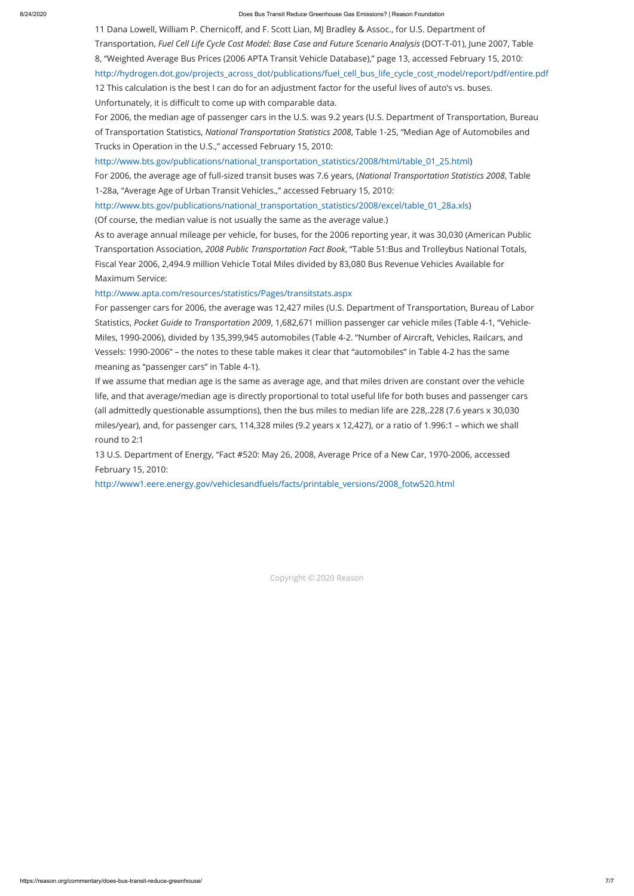11 Dana Lowell, William P. Chernicoff, and F. Scott Lian, MJ Bradley & Assoc., for U.S. Department of Transportation, *Fuel Cell Life Cycle Cost Model: Base Case and Future Scenario Analysis* (DOT-T-01), June 2007, Table 8, "Weighted Average Bus Prices (2006 APTA Transit Vehicle Database)," page 13, accessed February 15, 2010: http://hydrogen.dot.gov/projects_across_dot/publications/fuel_cell_bus_life_cycle_cost_model/report/pdf/entire.pdf

12 This calculation is the best I can do for an adjustment factor for the useful lives of auto's vs. buses. Unfortunately, it is difficult to come up with comparable data.

For 2006, the median age of passenger cars in the U.S. was 9.2 years (U.S. Department of Transportation, Bureau of Transportation Statistics, *National Transportation Statistics 2008*, Table 1-25, "Median Age of Automobiles and Trucks in Operation in the U.S.," accessed February 15, 2010: http://www.bts.gov/publications/national_transportation_statistics/2008/html/table_01_25.html)

For 2006, the average age of full-sized transit buses was 7.6 years, (*National Transportation Statistics 2008*, Table 1-28a, "Average Age of Urban Transit Vehicles.," accessed February 15, 2010: http://www.bts.gov/publications/national_transportation_statistics/2008/excel/table_01_28a.xls)

(Of course, the median value is not usually the same as the average value.)

As to average annual mileage per vehicle, for buses, for the 2006 reporting year, it was 30,030 (American Public Transportation Association, *2008 Public Transportation Fact Book*, "Table 51:Bus and Trolleybus National Totals, Fiscal Year 2006, 2,494.9 million Vehicle Total Miles divided by 83,080 Bus Revenue Vehicles Available for Maximum Service: http://www.apta.com/resources/statistics/Pages/transitstats.aspx

For passenger cars for 2006, the average was 12,427 miles (U.S. Department of Transportation, Bureau of Labor Statistics, *Pocket Guide to Transportation 2009*, 1,682,671 million passenger car vehicle miles (Table 4-1, "Vehicle-Miles, 1990-2006), divided by 135,399,945 automobiles (Table 4-2. "Number of Aircraft, Vehicles, Railcars, and Vessels: 1990-2006" – the notes to these table makes it clear that "automobiles" in Table 4-2 has the same meaning as "passenger cars" in Table 4-1).

If we assume that median age is the same as average age, and that miles driven are constant over the vehicle life, and that average/median age is directly proportional to total useful life for both buses and passenger cars (all admittedly questionable assumptions), then the bus miles to median life are 228,.228 (7.6 years x 30,030 miles/year), and, for passenger cars, 114,328 miles (9.2 years x 12,427), or a ratio of 1.996:1 – which we shall round to 2:1

13 U.S. Department of Energy, "Fact #520: May 26, 2008, Average Price of a New Car, 1970-2006, accessed February 15, 2010: http://www1.eere.energy.gov/vehiclesandfuels/facts/printable_versions/2008_fotw520.html

Copyright © 2020 Reason